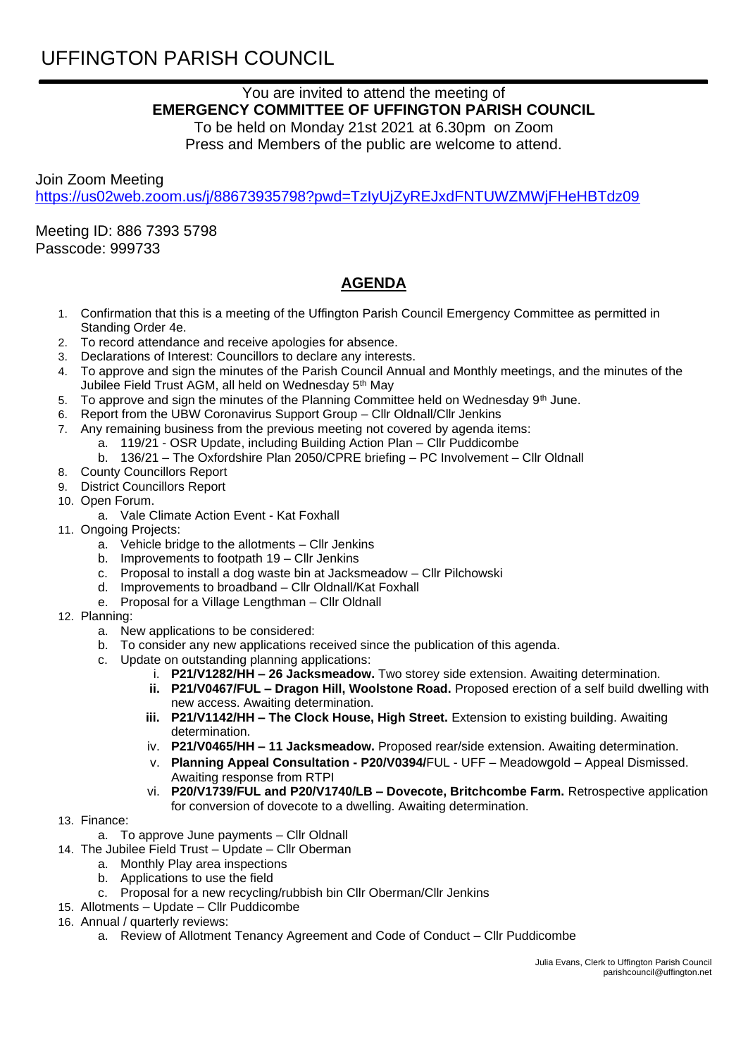# UFFINGTON PARISH COUNCIL

You are invited to attend the meeting of
**EMERGENCY COMMITTEE OF UFFINGTON PARISH COUNCIL**
To be held on Monday 21st 2021 at 6.30pm on Zoom
Press and Members of the public are welcome to attend.

Join Zoom Meeting
https://us02web.zoom.us/j/88673935798?pwd=TzIyUjZyREJxdFNTUWZMWjFHeHBTdz09

Meeting ID: 886 7393 5798
Passcode: 999733

## AGENDA

1. Confirmation that this is a meeting of the Uffington Parish Council Emergency Committee as permitted in Standing Order 4e.
2. To record attendance and receive apologies for absence.
3. Declarations of Interest: Councillors to declare any interests.
4. To approve and sign the minutes of the Parish Council Annual and Monthly meetings, and the minutes of the Jubilee Field Trust AGM, all held on Wednesday 5th May
5. To approve and sign the minutes of the Planning Committee held on Wednesday 9th June.
6. Report from the UBW Coronavirus Support Group – Cllr Oldnall/Cllr Jenkins
7. Any remaining business from the previous meeting not covered by agenda items:
   a. 119/21 - OSR Update, including Building Action Plan – Cllr Puddicombe
   b. 136/21 – The Oxfordshire Plan 2050/CPRE briefing – PC Involvement – Cllr Oldnall
8. County Councillors Report
9. District Councillors Report
10. Open Forum.
    a. Vale Climate Action Event - Kat Foxhall
11. Ongoing Projects:
    a. Vehicle bridge to the allotments – Cllr Jenkins
    b. Improvements to footpath 19 – Cllr Jenkins
    c. Proposal to install a dog waste bin at Jacksmeadow – Cllr Pilchowski
    d. Improvements to broadband – Cllr Oldnall/Kat Foxhall
    e. Proposal for a Village Lengthman – Cllr Oldnall
12. Planning:
    a. New applications to be considered:
    b. To consider any new applications received since the publication of this agenda.
    c. Update on outstanding planning applications:
       i. **P21/V1282/HH – 26 Jacksmeadow.** Two storey side extension. Awaiting determination.
       ii. **P21/V0467/FUL – Dragon Hill, Woolstone Road.** Proposed erection of a self build dwelling with new access. Awaiting determination.
       iii. **P21/V1142/HH – The Clock House, High Street.** Extension to existing building. Awaiting determination.
       iv. **P21/V0465/HH – 11 Jacksmeadow.** Proposed rear/side extension. Awaiting determination.
       v. **Planning Appeal Consultation - P20/V0394/**FUL - UFF – Meadowgold – Appeal Dismissed. Awaiting response from RTPI
       vi. **P20/V1739/FUL and P20/V1740/LB – Dovecote, Britchcombe Farm.** Retrospective application for conversion of dovecote to a dwelling. Awaiting determination.
13. Finance:
    a. To approve June payments – Cllr Oldnall
14. The Jubilee Field Trust – Update – Cllr Oberman
    a. Monthly Play area inspections
    b. Applications to use the field
    c. Proposal for a new recycling/rubbish bin Cllr Oberman/Cllr Jenkins
15. Allotments – Update – Cllr Puddicombe
16. Annual / quarterly reviews:
    a. Review of Allotment Tenancy Agreement and Code of Conduct – Cllr Puddicombe

Julia Evans, Clerk to Uffington Parish Council
parishcouncil@uffington.net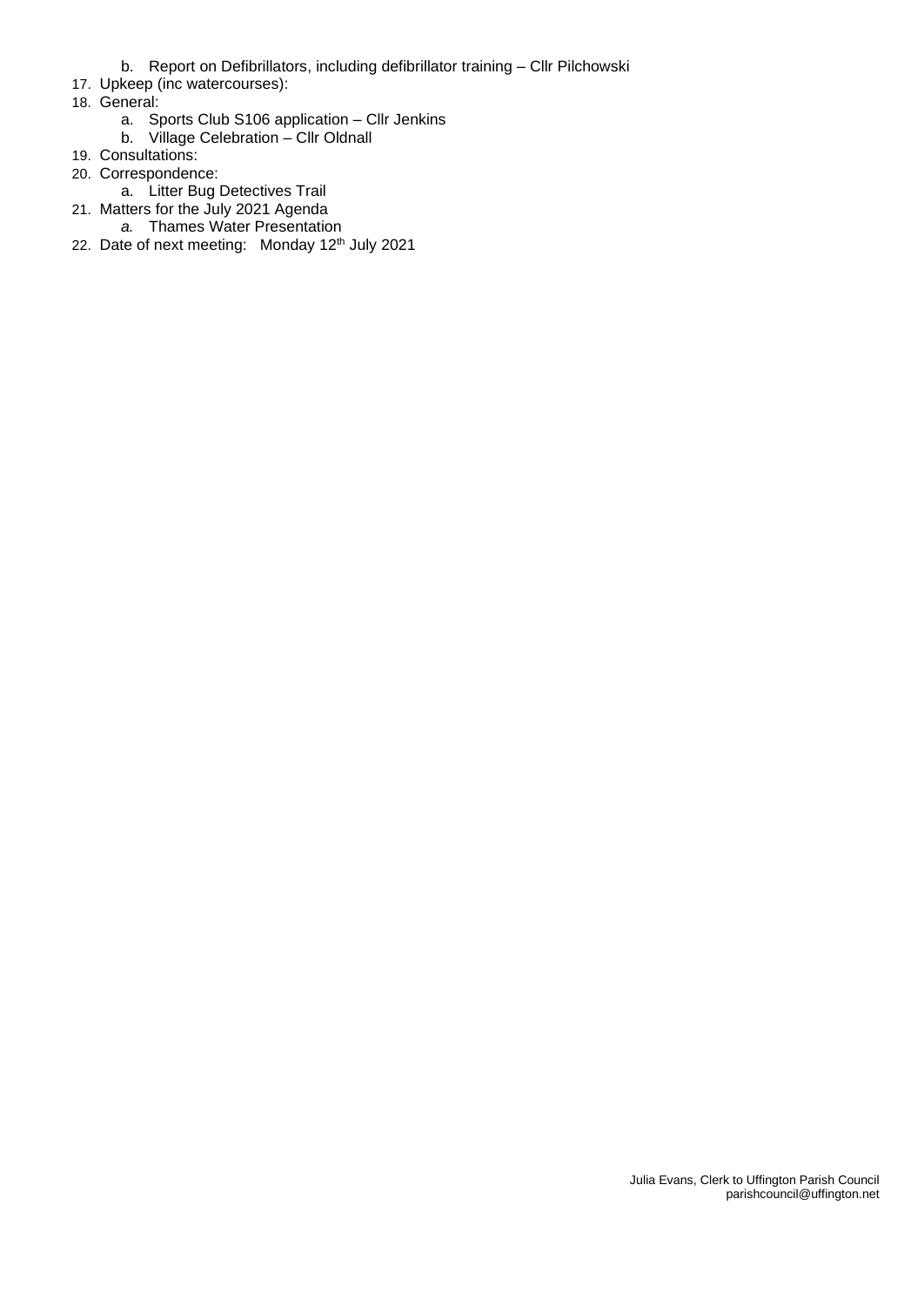b. Report on Defibrillators, including defibrillator training – Cllr Pilchowski

17. Upkeep (inc watercourses):
18. General:
    a. Sports Club S106 application – Cllr Jenkins
    b. Village Celebration – Cllr Oldnall
19. Consultations:
20. Correspondence:
    a. Litter Bug Detectives Trail
21. Matters for the July 2021 Agenda
    *a.* Thames Water Presentation
22. Date of next meeting: Monday 12th July 2021

Julia Evans, Clerk to Uffington Parish Council
parishcouncil@uffington.net